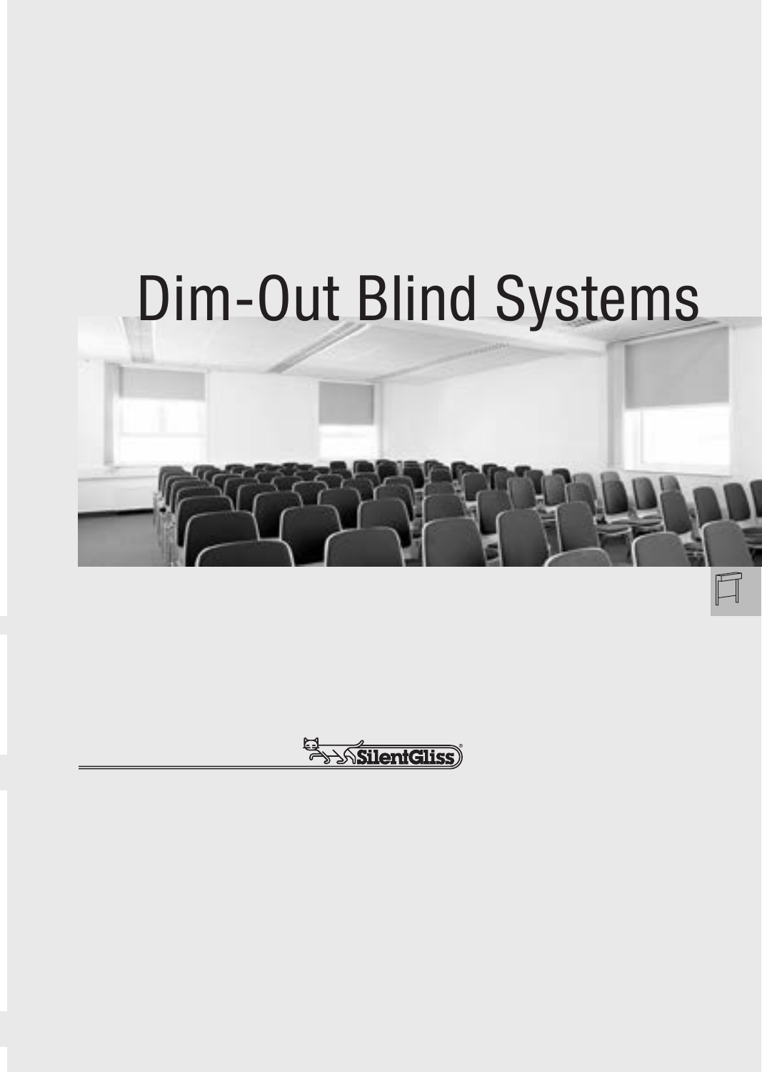# Dim-Out Blind Systems

SilentGliss®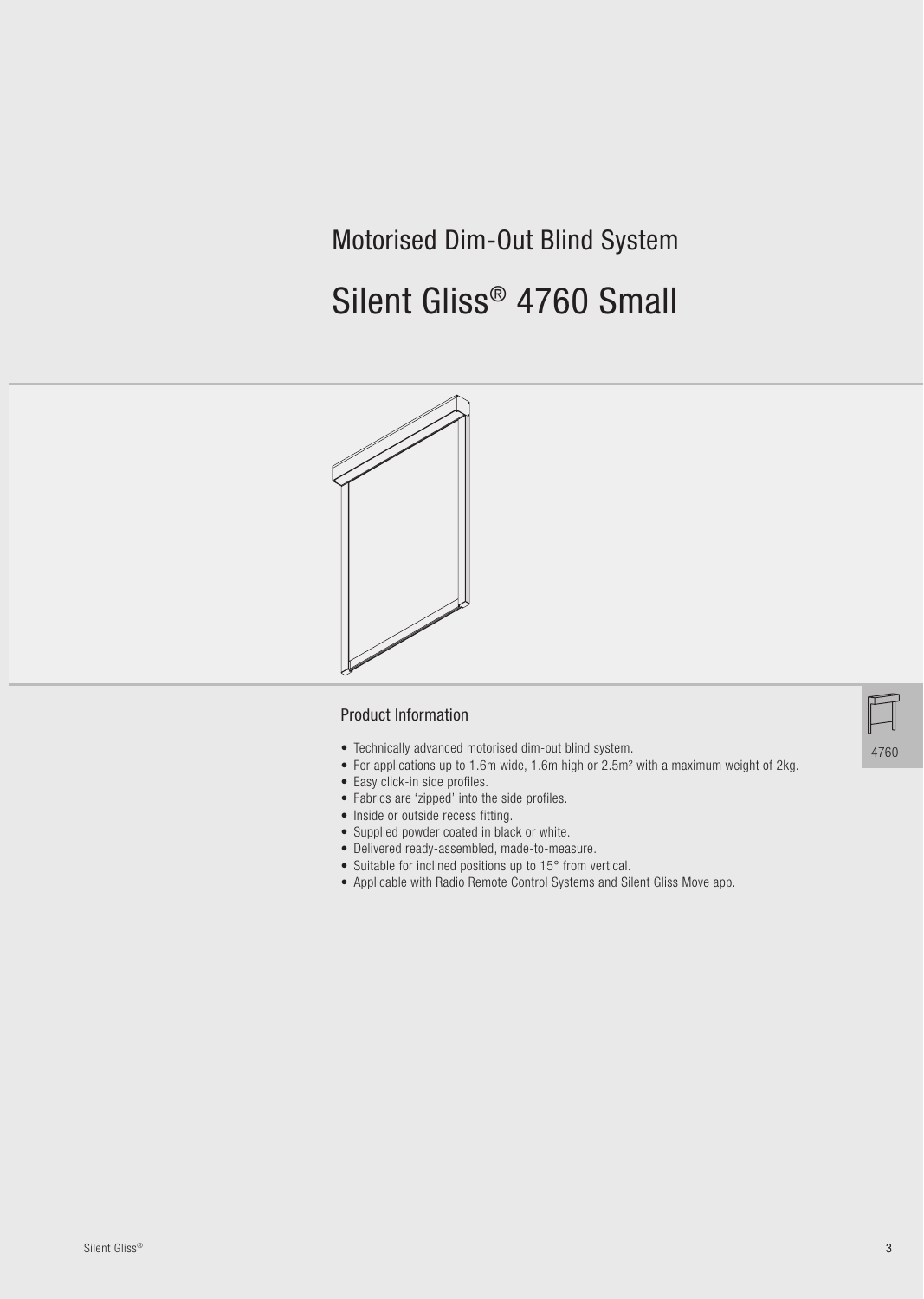## Motorised Dim-Out Blind System

# Silent Gliss® 4760 Small

### Product Information

- Technically advanced motorised dim-out blind system.
- For applications up to 1.6m wide, 1.6m high or 2.5m² with a maximum weight of 2kg.
- Easy click-in side profiles.
- Fabrics are 'zipped' into the side profiles.
- Inside or outside recess fitting.
- Supplied powder coated in black or white.
- Delivered ready-assembled, made-to-measure.
- Suitable for inclined positions up to 15° from vertical.
- Applicable with Radio Remote Control Systems and Silent Gliss Move app.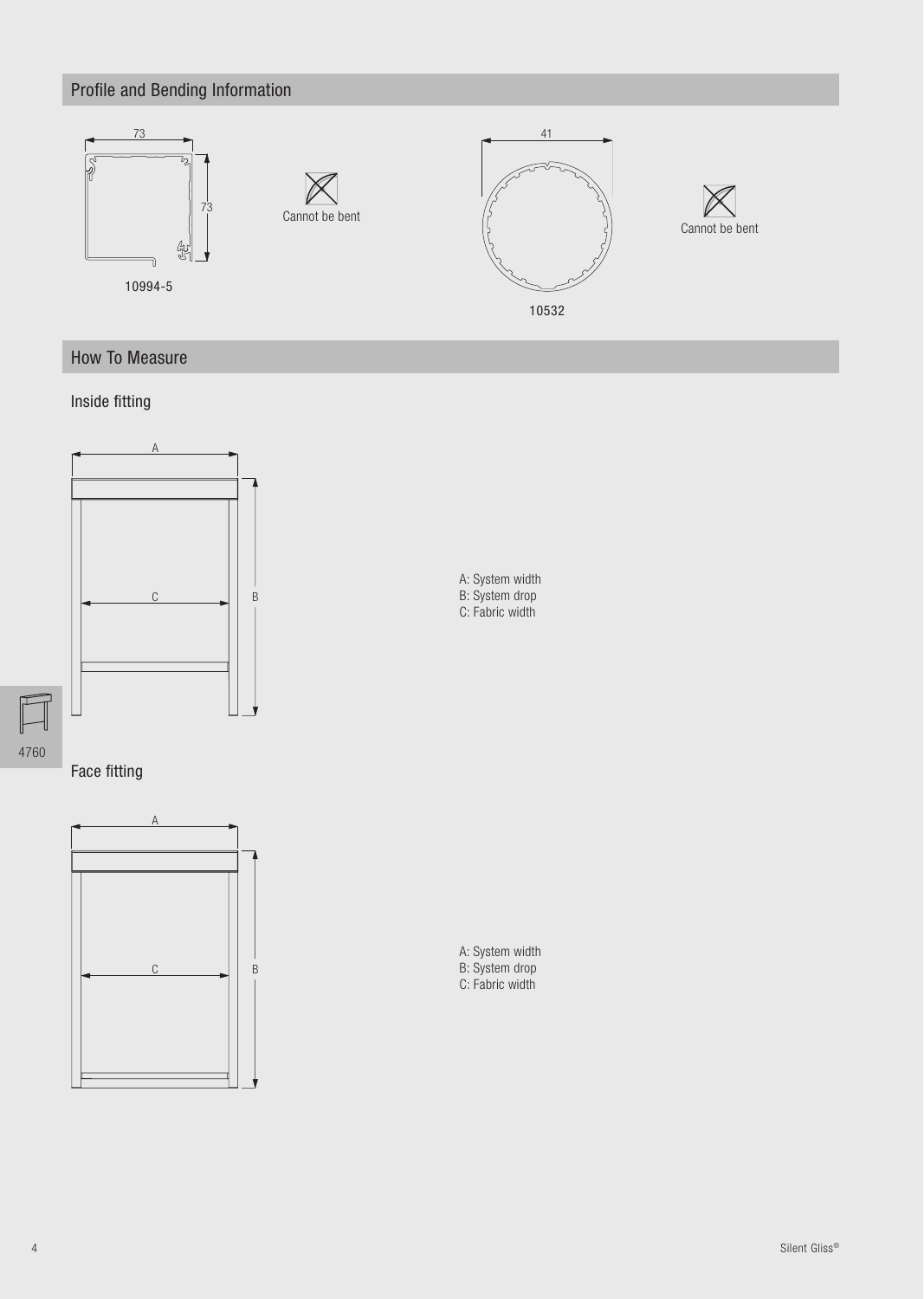## Profile and Bending Information

73

73

10994-5

Cannot be bent

41

10532

Cannot be bent

## How To Measure

### Inside fitting

A

C

B

A: System width
B: System drop
C: Fabric width

4760

### Face fitting

A

C

B

A: System width
B: System drop
C: Fabric width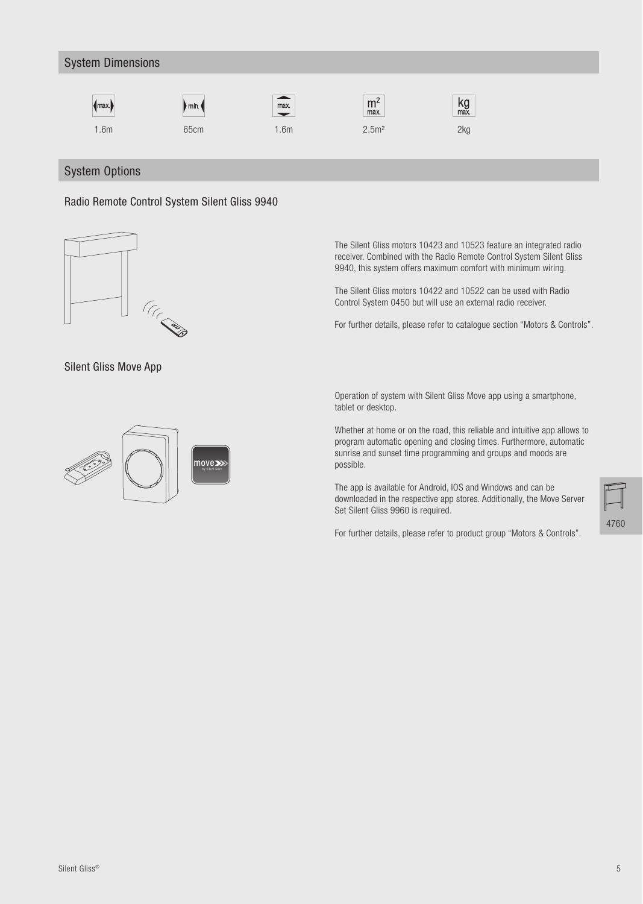## System Dimensions

| max. width | min. width | max. height | max. m² | max. kg |
|---|---|---|---|---|
| 1.6m | 65cm | 1.6m | 2.5m² | 2kg |

## System Options

### Radio Remote Control System Silent Gliss 9940

The Silent Gliss motors 10423 and 10523 feature an integrated radio receiver. Combined with the Radio Remote Control System Silent Gliss 9940, this system offers maximum comfort with minimum wiring.

The Silent Gliss motors 10422 and 10522 can be used with Radio Control System 0450 but will use an external radio receiver.

For further details, please refer to catalogue section "Motors & Controls".

### Silent Gliss Move App

Operation of system with Silent Gliss Move app using a smartphone, tablet or desktop.

Whether at home or on the road, this reliable and intuitive app allows to program automatic opening and closing times. Furthermore, automatic sunrise and sunset time programming and groups and moods are possible.

The app is available for Android, IOS and Windows and can be downloaded in the respective app stores. Additionally, the Move Server Set Silent Gliss 9960 is required.

For further details, please refer to product group "Motors & Controls".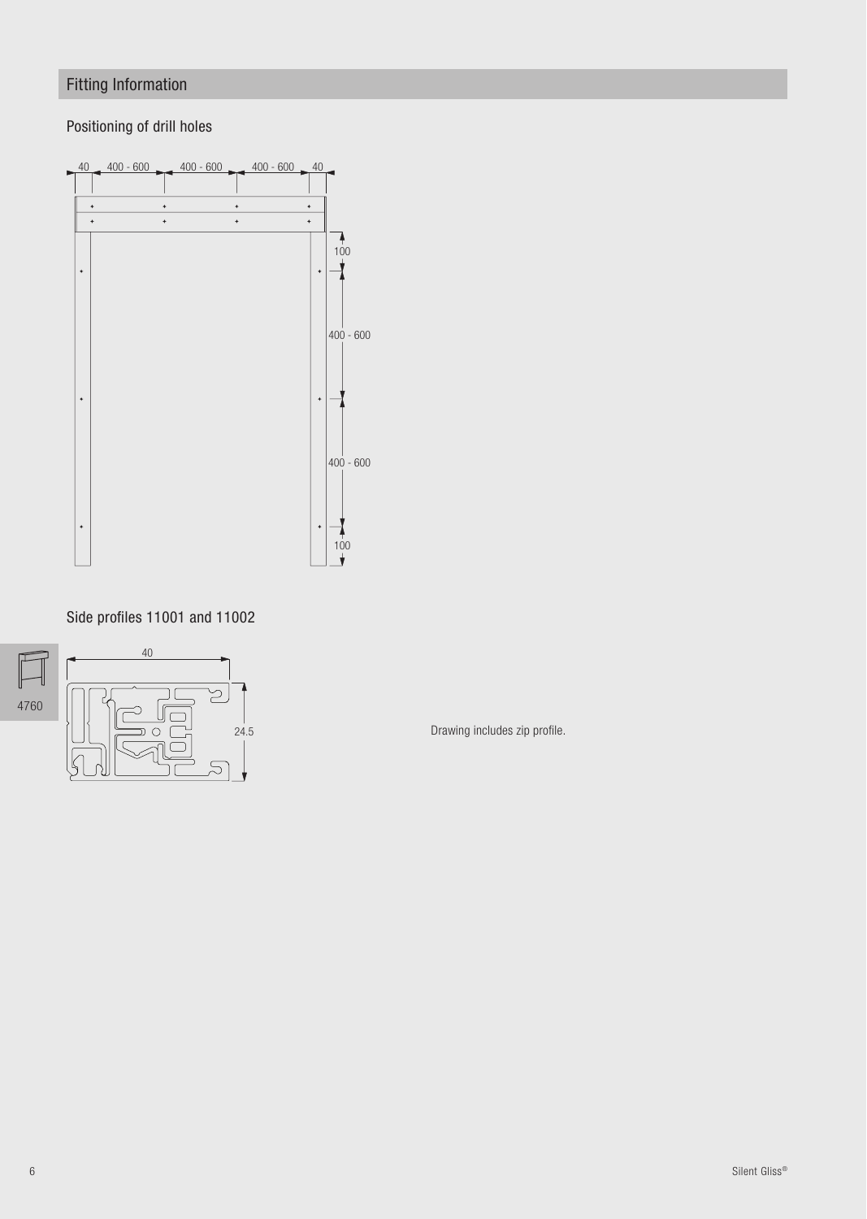## Fitting Information

### Positioning of drill holes

40 | 400 - 600 | 400 - 600 | 400 - 600 | 40

100

400 - 600

400 - 600

100

### Side profiles 11001 and 11002

40

24.5

Drawing includes zip profile.

4760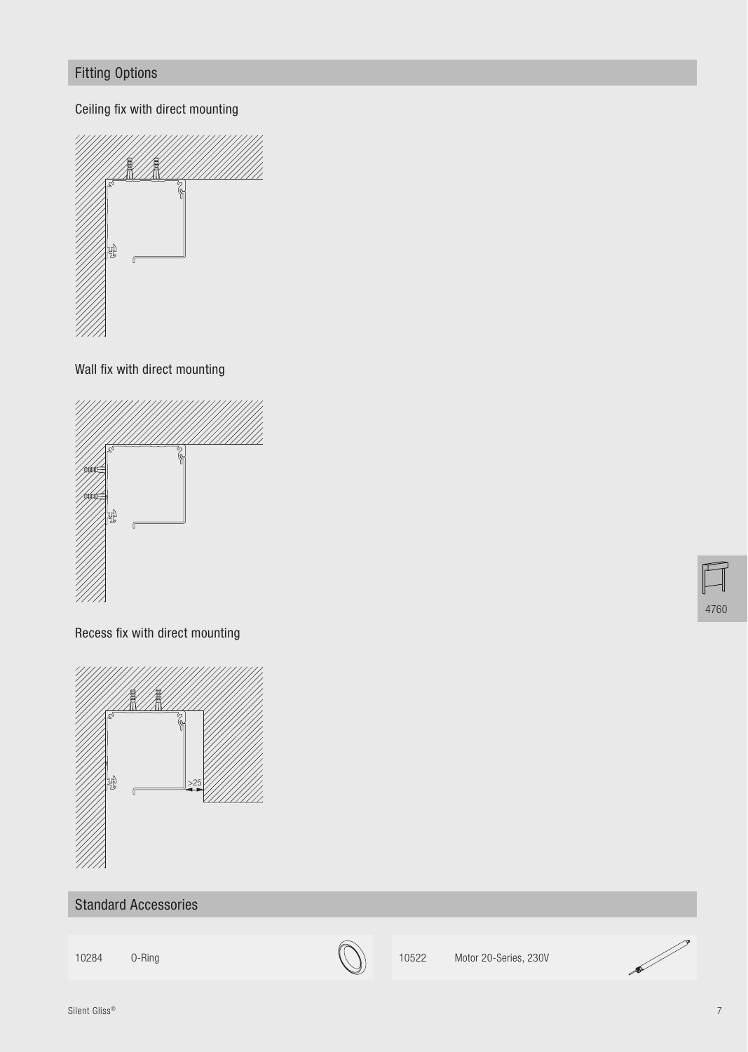## Fitting Options

### Ceiling fix with direct mounting

### Wall fix with direct mounting

### Recess fix with direct mounting

>25

## Standard Accessories

| | | | |
|---|---|---|---|
| 10284 | O-Ring | 10522 | Motor 20-Series, 230V |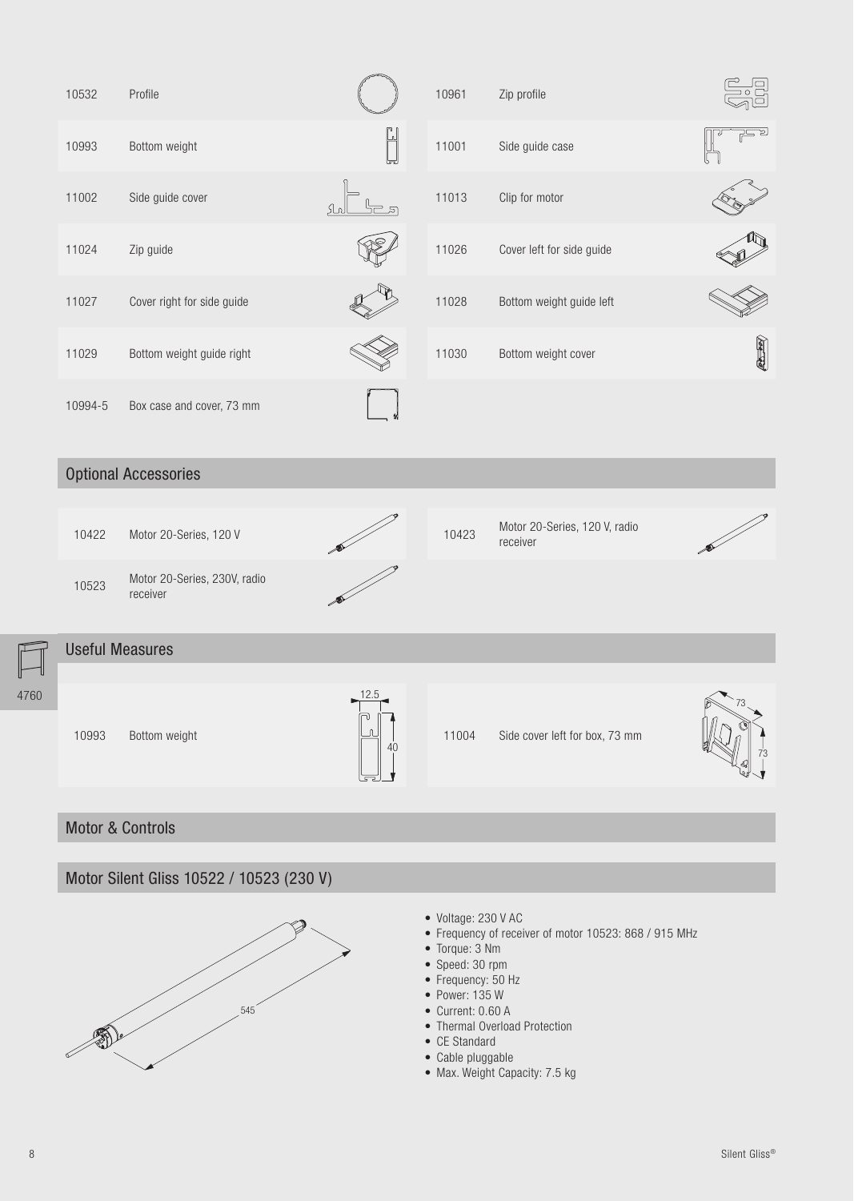| | | | |
|---|---|---|---|
| 10532 | Profile | 10961 | Zip profile |
| 10993 | Bottom weight | 11001 | Side guide case |
| 11002 | Side guide cover | 11013 | Clip for motor |
| 11024 | Zip guide | 11026 | Cover left for side guide |
| 11027 | Cover right for side guide | 11028 | Bottom weight guide left |
| 11029 | Bottom weight guide right | 11030 | Bottom weight cover |
| 10994-5 | Box case and cover, 73 mm | | |

## Optional Accessories

| | | | |
|---|---|---|---|
| 10422 | Motor 20-Series, 120 V | 10423 | Motor 20-Series, 120 V, radio receiver |
| 10523 | Motor 20-Series, 230V, radio receiver | | |

4760

## Useful Measures

| | | | |
|---|---|---|---|
| 10993 | Bottom weight (12.5 × 40) | 11004 | Side cover left for box, 73 mm (73 × 73) |

## Motor & Controls

## Motor Silent Gliss 10522 / 10523 (230 V)

545

- Voltage: 230 V AC
- Frequency of receiver of motor 10523: 868 / 915 MHz
- Torque: 3 Nm
- Speed: 30 rpm
- Frequency: 50 Hz
- Power: 135 W
- Current: 0.60 A
- Thermal Overload Protection
- CE Standard
- Cable pluggable
- Max. Weight Capacity: 7.5 kg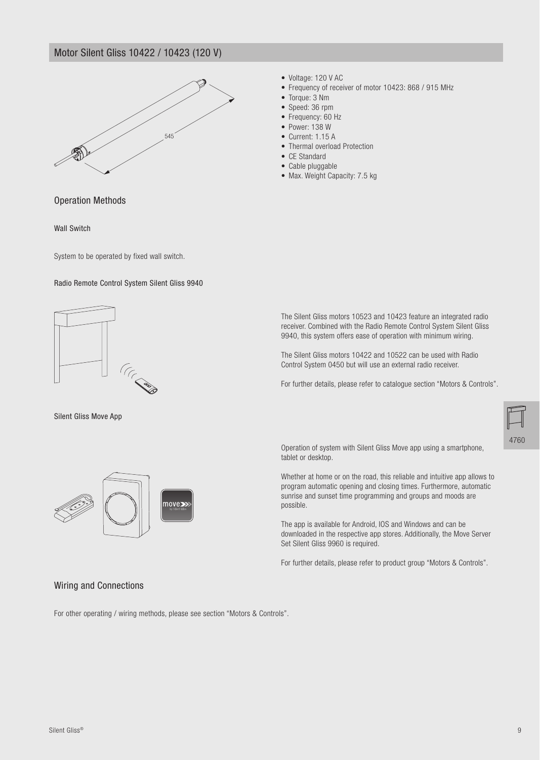## Motor Silent Gliss 10422 / 10423 (120 V)

545

- Voltage: 120 V AC
- Frequency of receiver of motor 10423: 868 / 915 MHz
- Torque: 3 Nm
- Speed: 36 rpm
- Frequency: 60 Hz
- Power: 138 W
- Current: 1.15 A
- Thermal overload Protection
- CE Standard
- Cable pluggable
- Max. Weight Capacity: 7.5 kg

### Operation Methods

#### Wall Switch

System to be operated by fixed wall switch.

#### Radio Remote Control System Silent Gliss 9940

The Silent Gliss motors 10523 and 10423 feature an integrated radio receiver. Combined with the Radio Remote Control System Silent Gliss 9940, this system offers ease of operation with minimum wiring.

The Silent Gliss motors 10422 and 10522 can be used with Radio Control System 0450 but will use an external radio receiver.

For further details, please refer to catalogue section "Motors & Controls".

#### Silent Gliss Move App

Operation of system with Silent Gliss Move app using a smartphone, tablet or desktop.

Whether at home or on the road, this reliable and intuitive app allows to program automatic opening and closing times. Furthermore, automatic sunrise and sunset time programming and groups and moods are possible.

The app is available for Android, IOS and Windows and can be downloaded in the respective app stores. Additionally, the Move Server Set Silent Gliss 9960 is required.

For further details, please refer to product group "Motors & Controls".

### Wiring and Connections

For other operating / wiring methods, please see section "Motors & Controls".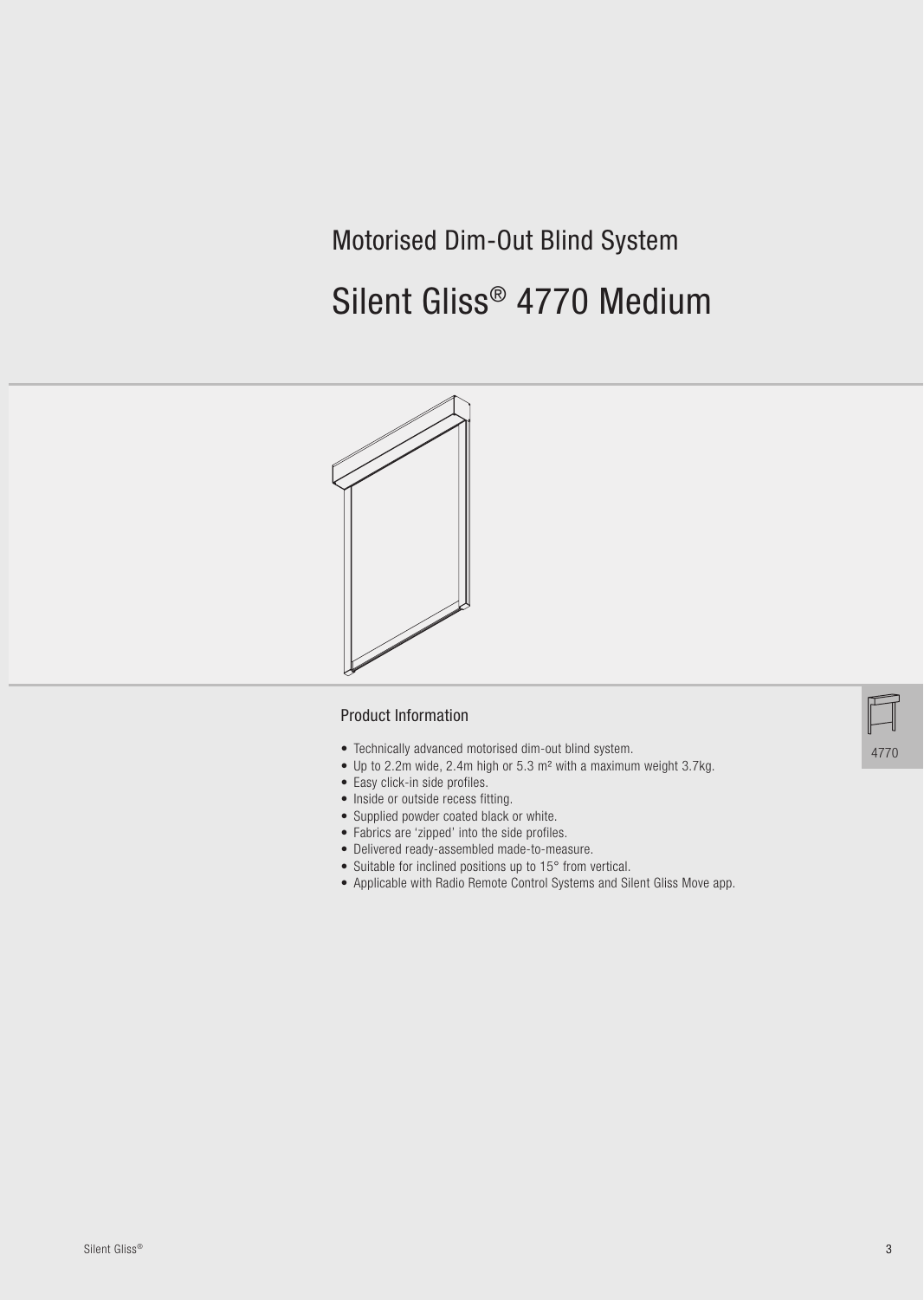Motorised Dim-Out Blind System

# Silent Gliss® 4770 Medium

## Product Information

- Technically advanced motorised dim-out blind system.
- Up to 2.2m wide, 2.4m high or 5.3 m² with a maximum weight 3.7kg.
- Easy click-in side profiles.
- Inside or outside recess fitting.
- Supplied powder coated black or white.
- Fabrics are 'zipped' into the side profiles.
- Delivered ready-assembled made-to-measure.
- Suitable for inclined positions up to 15° from vertical.
- Applicable with Radio Remote Control Systems and Silent Gliss Move app.

4770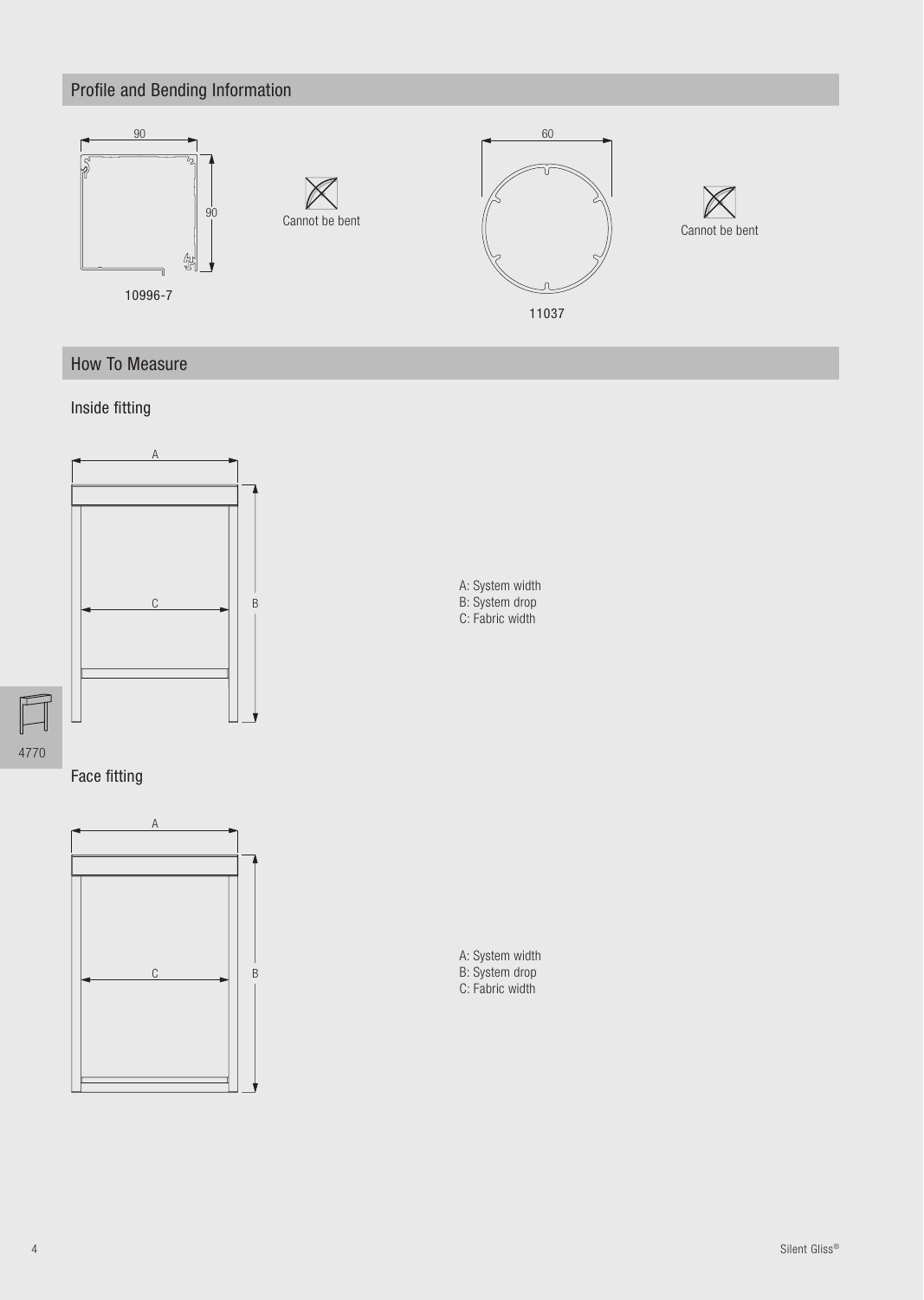## Profile and Bending Information

90

90

10996-7

Cannot be bent

60

11037

Cannot be bent

## How To Measure

### Inside fitting

A: System width
B: System drop
C: Fabric width

4770

### Face fitting

A: System width
B: System drop
C: Fabric width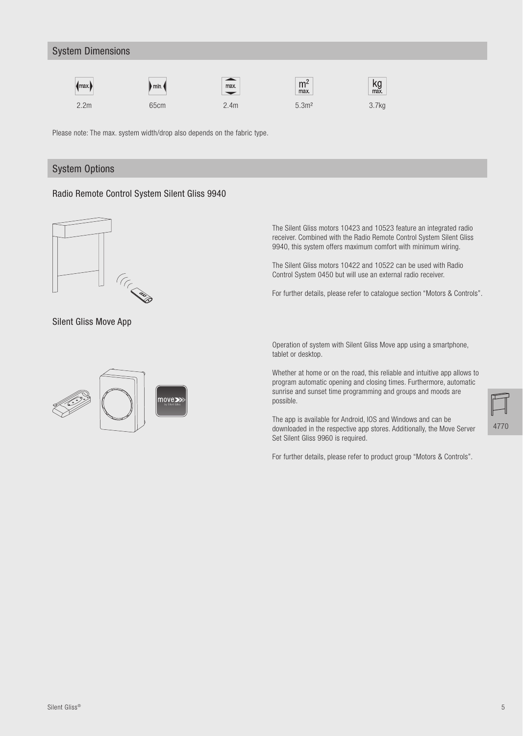## System Dimensions

| max. | min. | max. | m² max. | kg max. |
|---|---|---|---|---|
| 2.2m | 65cm | 2.4m | 5.3m² | 3.7kg |

Please note: The max. system width/drop also depends on the fabric type.

## System Options

### Radio Remote Control System Silent Gliss 9940

The Silent Gliss motors 10423 and 10523 feature an integrated radio receiver. Combined with the Radio Remote Control System Silent Gliss 9940, this system offers maximum comfort with minimum wiring.

The Silent Gliss motors 10422 and 10522 can be used with Radio Control System 0450 but will use an external radio receiver.

For further details, please refer to catalogue section "Motors & Controls".

### Silent Gliss Move App

Operation of system with Silent Gliss Move app using a smartphone, tablet or desktop.

Whether at home or on the road, this reliable and intuitive app allows to program automatic opening and closing times. Furthermore, automatic sunrise and sunset time programming and groups and moods are possible.

The app is available for Android, IOS and Windows and can be downloaded in the respective app stores. Additionally, the Move Server Set Silent Gliss 9960 is required.

For further details, please refer to product group "Motors & Controls".

4770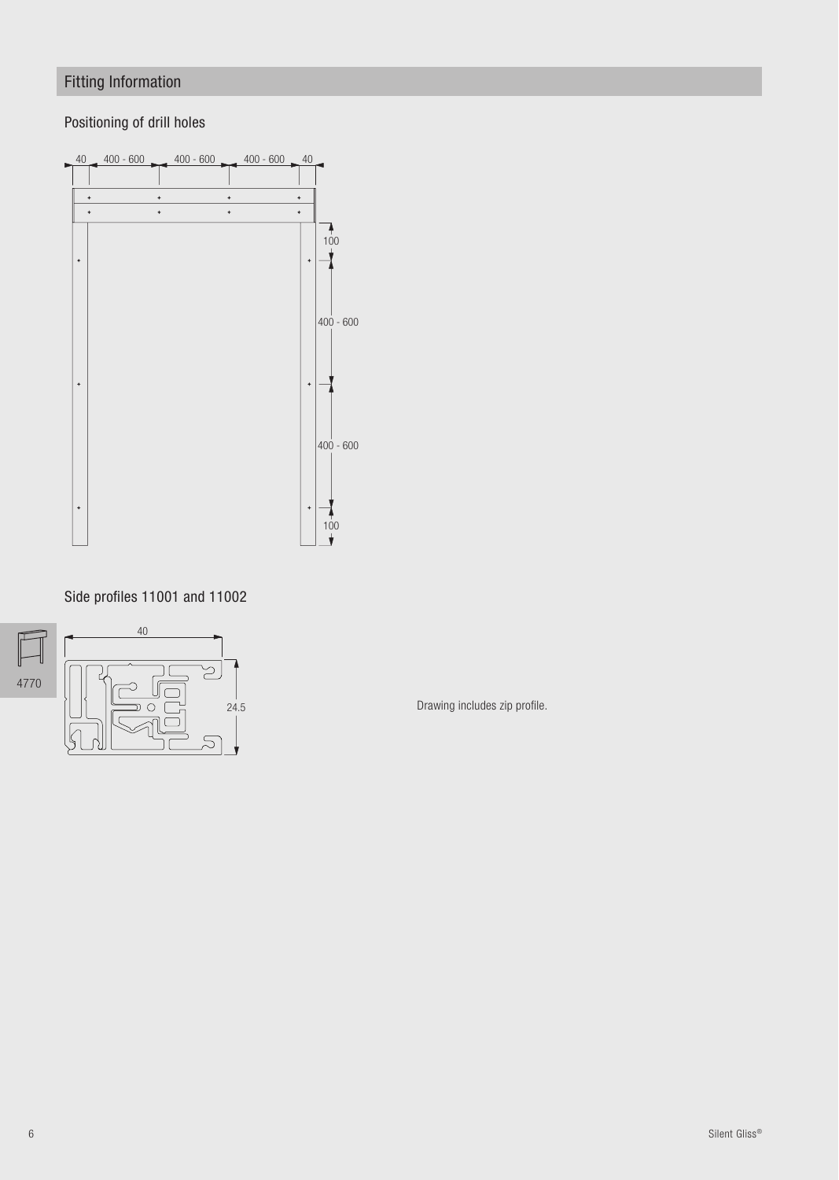## Fitting Information

### Positioning of drill holes

### Side profiles 11001 and 11002

Drawing includes zip profile.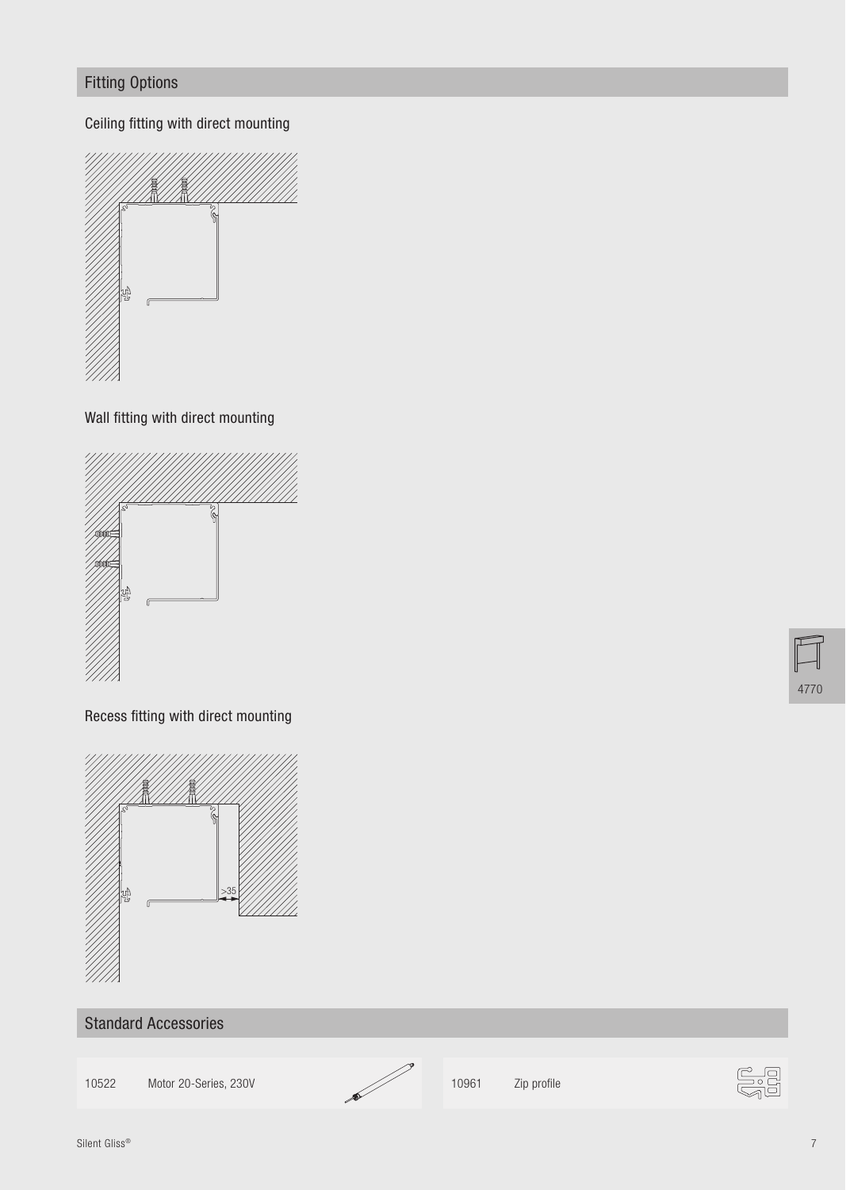## Fitting Options

### Ceiling fitting with direct mounting

### Wall fitting with direct mounting

### Recess fitting with direct mounting

>35

## Standard Accessories

| | | | |
|---|---|---|---|
| 10522 | Motor 20-Series, 230V | 10961 | Zip profile |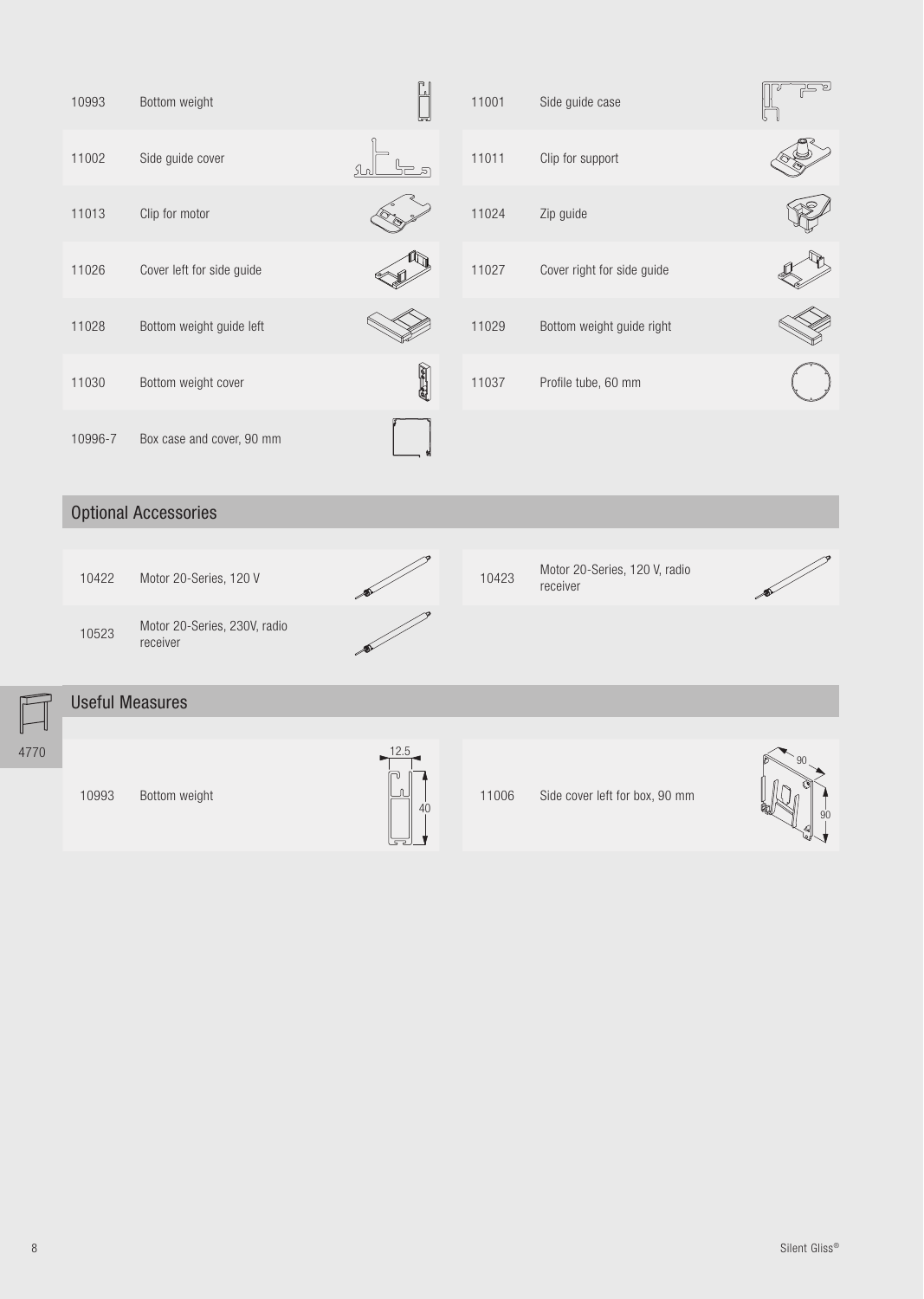| | | | |
|---|---|---|---|
| 10993 | Bottom weight | 11001 | Side guide case |
| 11002 | Side guide cover | 11011 | Clip for support |
| 11013 | Clip for motor | 11024 | Zip guide |
| 11026 | Cover left for side guide | 11027 | Cover right for side guide |
| 11028 | Bottom weight guide left | 11029 | Bottom weight guide right |
| 11030 | Bottom weight cover | 11037 | Profile tube, 60 mm |
| 10996-7 | Box case and cover, 90 mm | | |

## Optional Accessories

| | | | |
|---|---|---|---|
| 10422 | Motor 20-Series, 120 V | 10423 | Motor 20-Series, 120 V, radio receiver |
| 10523 | Motor 20-Series, 230V, radio receiver | | |

## Useful Measures

| | | | |
|---|---|---|---|
| 10993 | Bottom weight (12.5 × 40) | 11006 | Side cover left for box, 90 mm (90 × 90) |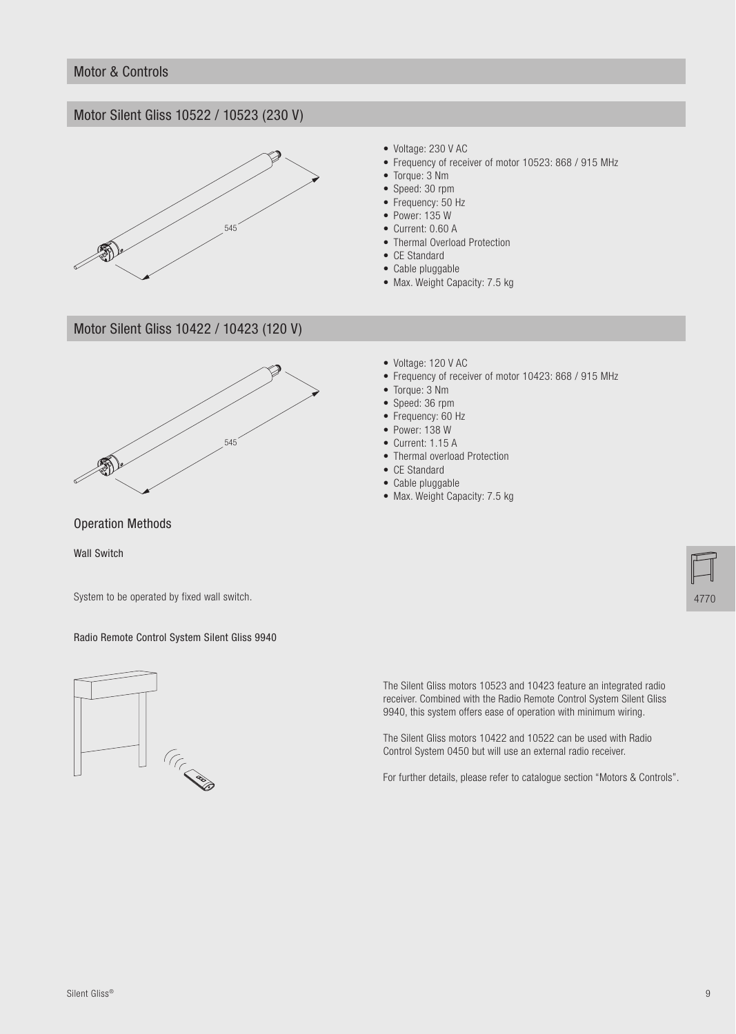## Motor & Controls

### Motor Silent Gliss 10522 / 10523 (230 V)

545

- Voltage: 230 V AC
- Frequency of receiver of motor 10523: 868 / 915 MHz
- Torque: 3 Nm
- Speed: 30 rpm
- Frequency: 50 Hz
- Power: 135 W
- Current: 0.60 A
- Thermal Overload Protection
- CE Standard
- Cable pluggable
- Max. Weight Capacity: 7.5 kg

### Motor Silent Gliss 10422 / 10423 (120 V)

545

- Voltage: 120 V AC
- Frequency of receiver of motor 10423: 868 / 915 MHz
- Torque: 3 Nm
- Speed: 36 rpm
- Frequency: 60 Hz
- Power: 138 W
- Current: 1.15 A
- Thermal overload Protection
- CE Standard
- Cable pluggable
- Max. Weight Capacity: 7.5 kg

4770

### Operation Methods

#### Wall Switch

System to be operated by fixed wall switch.

#### Radio Remote Control System Silent Gliss 9940

The Silent Gliss motors 10523 and 10423 feature an integrated radio receiver. Combined with the Radio Remote Control System Silent Gliss 9940, this system offers ease of operation with minimum wiring.

The Silent Gliss motors 10422 and 10522 can be used with Radio Control System 0450 but will use an external radio receiver.

For further details, please refer to catalogue section "Motors & Controls".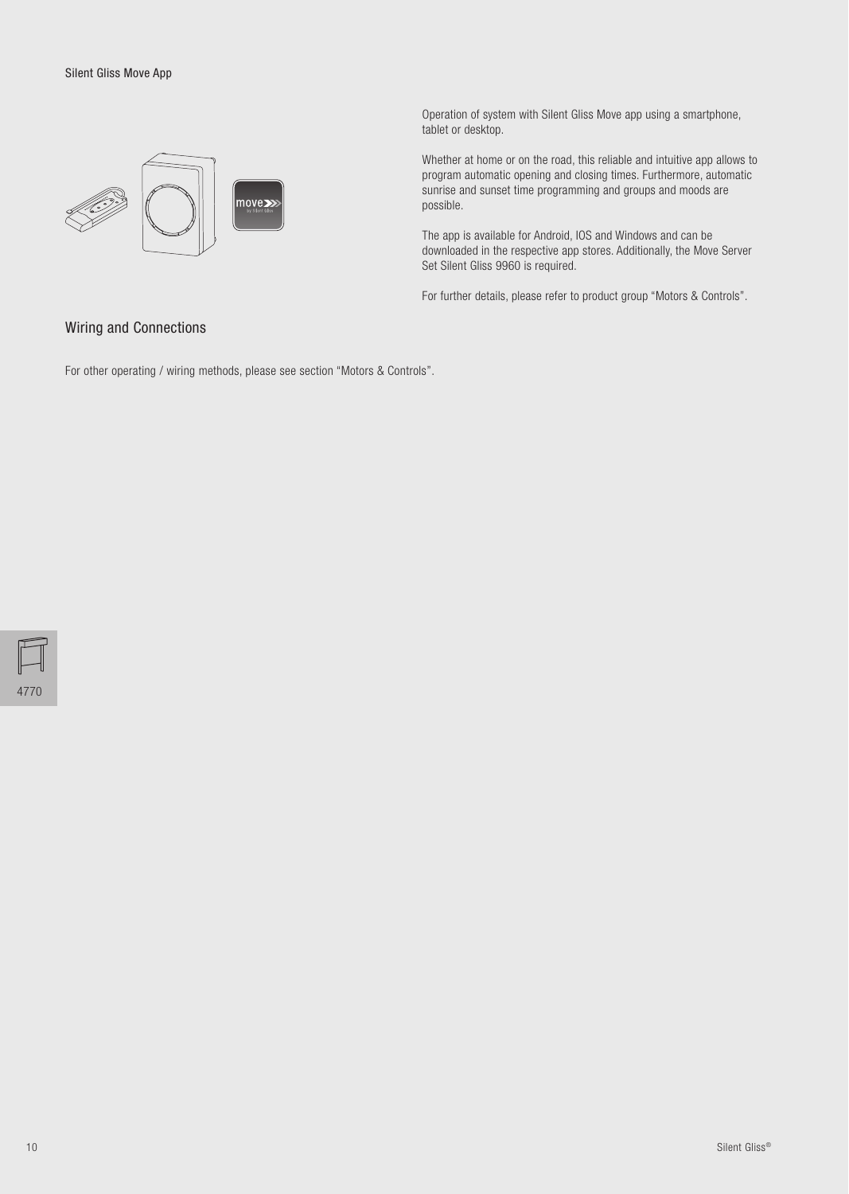Silent Gliss Move App

Operation of system with Silent Gliss Move app using a smartphone, tablet or desktop.

Whether at home or on the road, this reliable and intuitive app allows to program automatic opening and closing times. Furthermore, automatic sunrise and sunset time programming and groups and moods are possible.

The app is available for Android, IOS and Windows and can be downloaded in the respective app stores. Additionally, the Move Server Set Silent Gliss 9960 is required.

For further details, please refer to product group "Motors & Controls".

## Wiring and Connections

For other operating / wiring methods, please see section "Motors & Controls".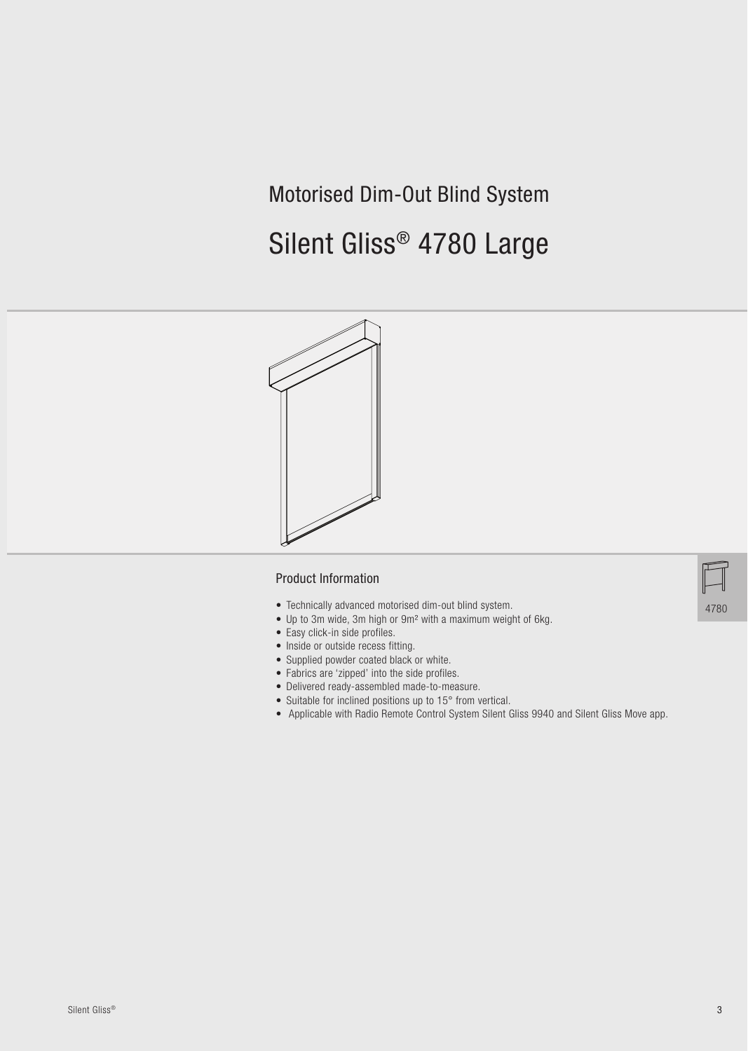Motorised Dim-Out Blind System

# Silent Gliss® 4780 Large

## Product Information

- Technically advanced motorised dim-out blind system.
- Up to 3m wide, 3m high or $9m^2$ with a maximum weight of 6kg.
- Easy click-in side profiles.
- Inside or outside recess fitting.
- Supplied powder coated black or white.
- Fabrics are 'zipped' into the side profiles.
- Delivered ready-assembled made-to-measure.
- Suitable for inclined positions up to 15° from vertical.
- Applicable with Radio Remote Control System Silent Gliss 9940 and Silent Gliss Move app.

4780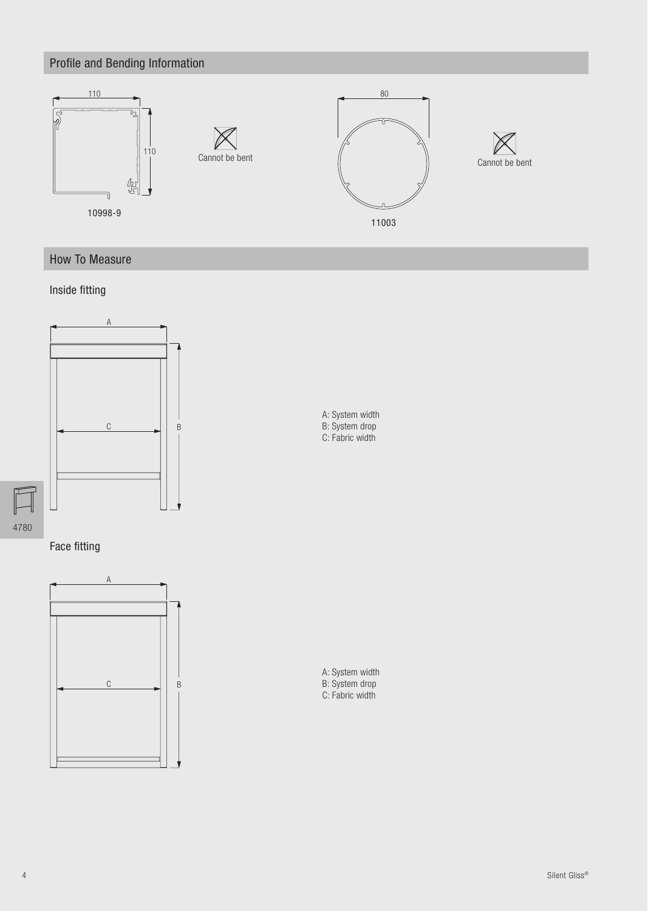## Profile and Bending Information

110

110

10998-9

Cannot be bent

80

11003

Cannot be bent

## How To Measure

### Inside fitting

A: System width
B: System drop
C: Fabric width

### Face fitting

A: System width
B: System drop
C: Fabric width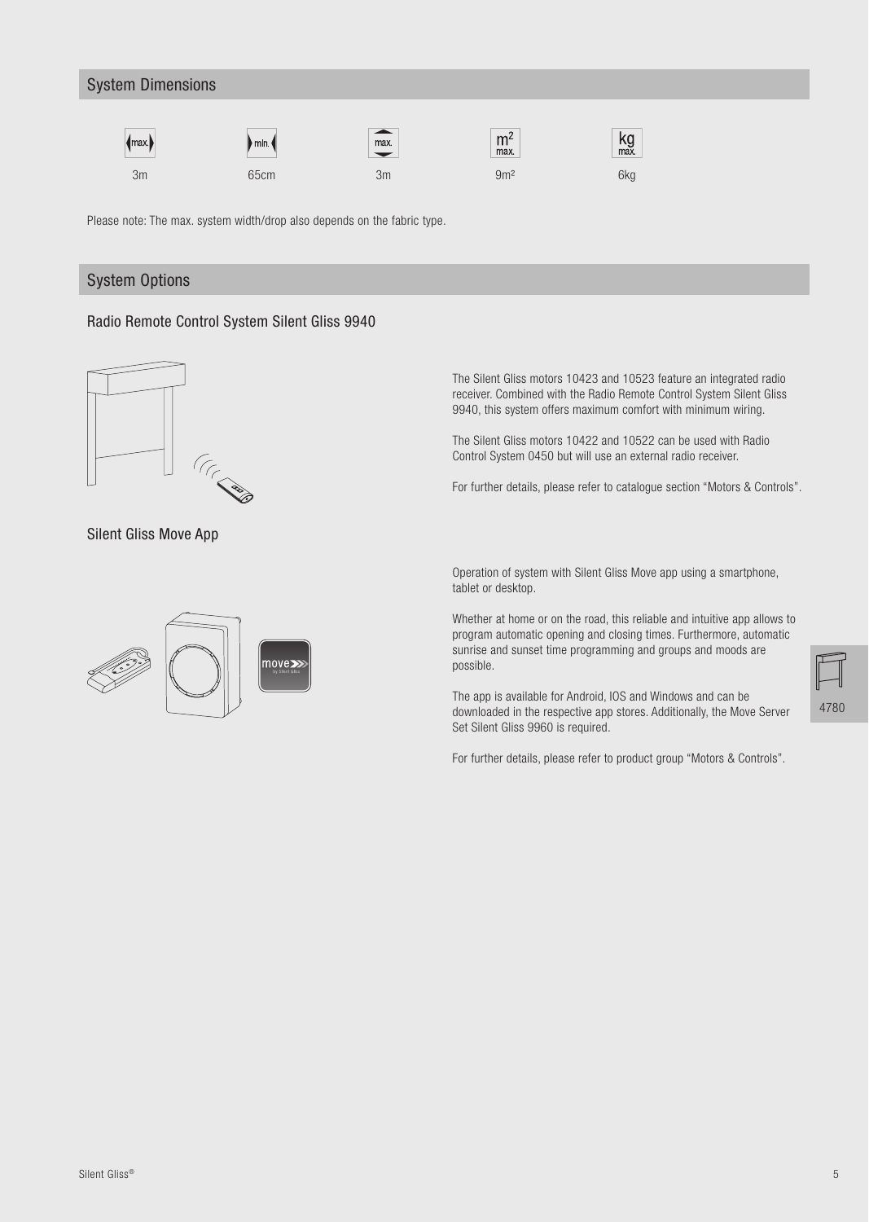## System Dimensions

| max. (width) | min. (width) | max. (drop) | $m^2$ max. | kg max. |
|---|---|---|---|---|
| 3m | 65cm | 3m | 9m² | 6kg |

Please note: The max. system width/drop also depends on the fabric type.

## System Options

### Radio Remote Control System Silent Gliss 9940

The Silent Gliss motors 10423 and 10523 feature an integrated radio receiver. Combined with the Radio Remote Control System Silent Gliss 9940, this system offers maximum comfort with minimum wiring.

The Silent Gliss motors 10422 and 10522 can be used with Radio Control System 0450 but will use an external radio receiver.

For further details, please refer to catalogue section "Motors & Controls".

### Silent Gliss Move App

Operation of system with Silent Gliss Move app using a smartphone, tablet or desktop.

Whether at home or on the road, this reliable and intuitive app allows to program automatic opening and closing times. Furthermore, automatic sunrise and sunset time programming and groups and moods are possible.

The app is available for Android, IOS and Windows and can be downloaded in the respective app stores. Additionally, the Move Server Set Silent Gliss 9960 is required.

For further details, please refer to product group "Motors & Controls".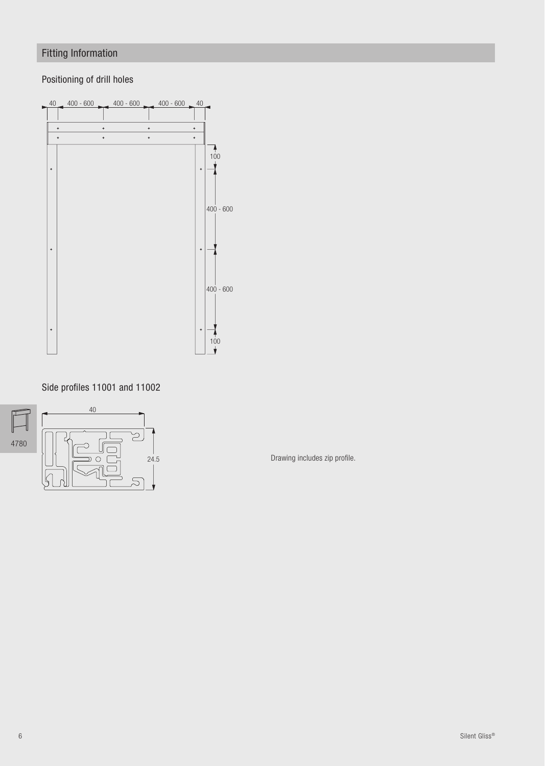## Fitting Information

### Positioning of drill holes

### Side profiles 11001 and 11002

Drawing includes zip profile.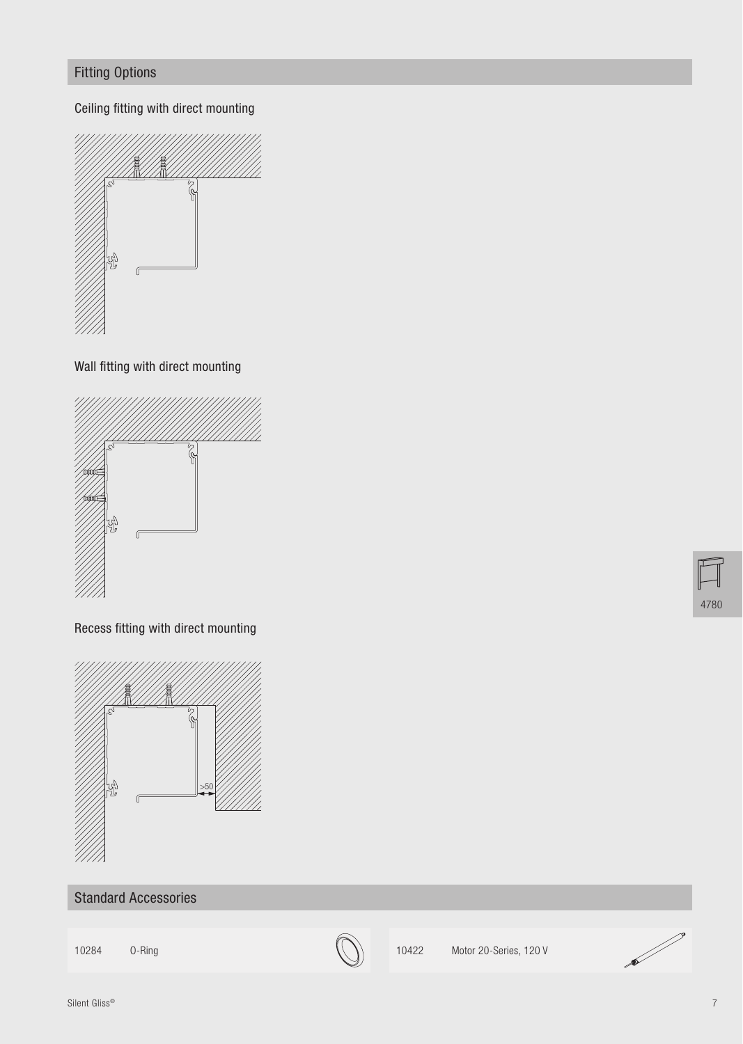## Fitting Options

### Ceiling fitting with direct mounting

### Wall fitting with direct mounting

### Recess fitting with direct mounting

>50

## Standard Accessories

| | | | |
|---|---|---|---|
| 10284 | O-Ring | 10422 | Motor 20-Series, 120 V |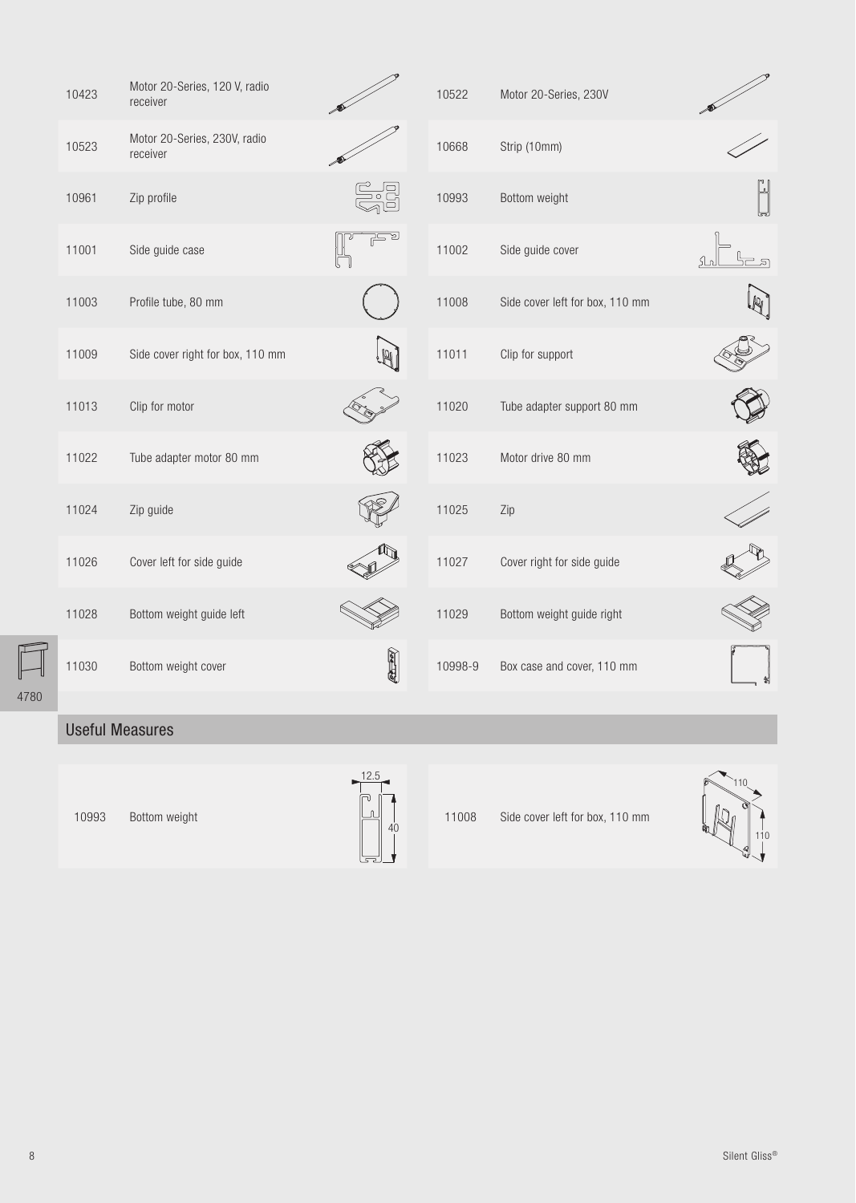| | | | |
|---|---|---|---|
| 10423 | Motor 20-Series, 120 V, radio receiver | 10522 | Motor 20-Series, 230V |
| 10523 | Motor 20-Series, 230V, radio receiver | 10668 | Strip (10mm) |
| 10961 | Zip profile | 10993 | Bottom weight |
| 11001 | Side guide case | 11002 | Side guide cover |
| 11003 | Profile tube, 80 mm | 11008 | Side cover left for box, 110 mm |
| 11009 | Side cover right for box, 110 mm | 11011 | Clip for support |
| 11013 | Clip for motor | 11020 | Tube adapter support 80 mm |
| 11022 | Tube adapter motor 80 mm | 11023 | Motor drive 80 mm |
| 11024 | Zip guide | 11025 | Zip |
| 11026 | Cover left for side guide | 11027 | Cover right for side guide |
| 11028 | Bottom weight guide left | 11029 | Bottom weight guide right |
| 11030 | Bottom weight cover | 10998-9 | Box case and cover, 110 mm |

## Useful Measures

| | | | |
|---|---|---|---|
| 10993 | Bottom weight (12.5 × 40) | 11008 | Side cover left for box, 110 mm (110 × 110) |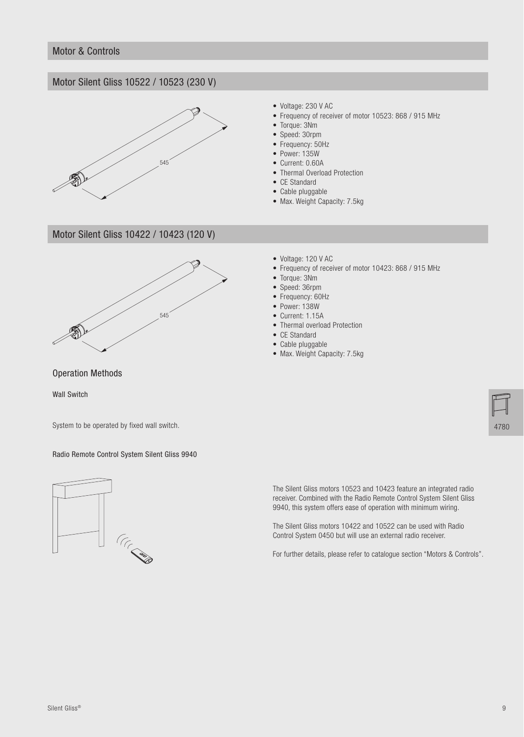## Motor & Controls

### Motor Silent Gliss 10522 / 10523 (230 V)

545

- Voltage: 230 V AC
- Frequency of receiver of motor 10523: 868 / 915 MHz
- Torque: 3Nm
- Speed: 30rpm
- Frequency: 50Hz
- Power: 135W
- Current: 0.60A
- Thermal Overload Protection
- CE Standard
- Cable pluggable
- Max. Weight Capacity: 7.5kg

### Motor Silent Gliss 10422 / 10423 (120 V)

545

- Voltage: 120 V AC
- Frequency of receiver of motor 10423: 868 / 915 MHz
- Torque: 3Nm
- Speed: 36rpm
- Frequency: 60Hz
- Power: 138W
- Current: 1.15A
- Thermal overload Protection
- CE Standard
- Cable pluggable
- Max. Weight Capacity: 7.5kg

### Operation Methods

#### Wall Switch

System to be operated by fixed wall switch.

#### Radio Remote Control System Silent Gliss 9940

The Silent Gliss motors 10523 and 10423 feature an integrated radio receiver. Combined with the Radio Remote Control System Silent Gliss 9940, this system offers ease of operation with minimum wiring.

The Silent Gliss motors 10422 and 10522 can be used with Radio Control System 0450 but will use an external radio receiver.

For further details, please refer to catalogue section "Motors & Controls".

4780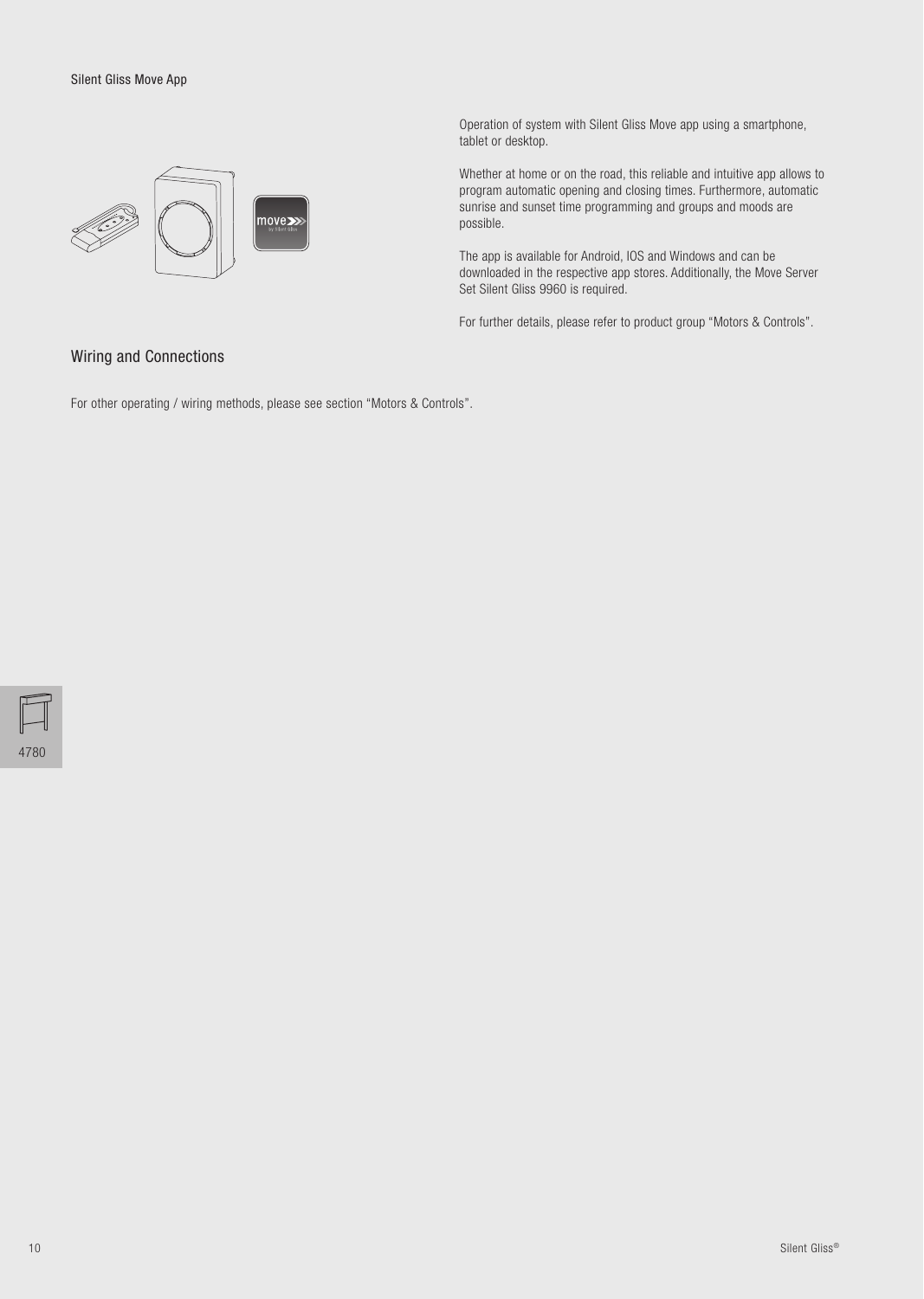### Silent Gliss Move App

Operation of system with Silent Gliss Move app using a smartphone, tablet or desktop.

Whether at home or on the road, this reliable and intuitive app allows to program automatic opening and closing times. Furthermore, automatic sunrise and sunset time programming and groups and moods are possible.

The app is available for Android, IOS and Windows and can be downloaded in the respective app stores. Additionally, the Move Server Set Silent Gliss 9960 is required.

For further details, please refer to product group "Motors & Controls".

## Wiring and Connections

For other operating / wiring methods, please see section "Motors & Controls".